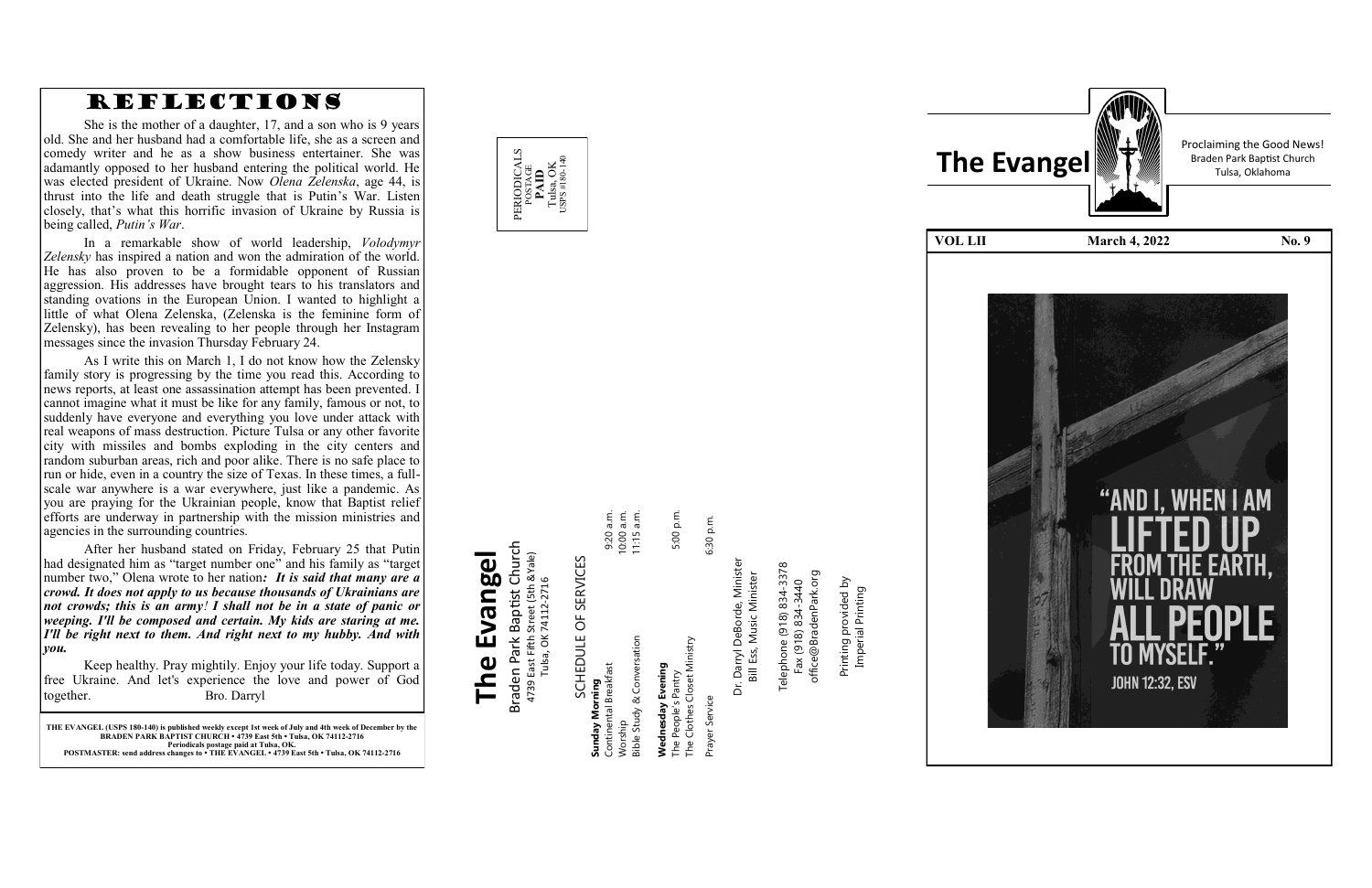# REFLECTIONS

She is the mother of a daughter, 17, and a son who is 9 years old. She and her husband had a comfortable life, she as a screen and comedy writer and he as a show business entertainer. She was adamantly opposed to her husband entering the political world. He was elected president of Ukraine. Now *Olena Zelenska*, age 44, is thrust into the life and death struggle that is Putin's War. Listen closely, that's what this horrific invasion of Ukraine by Russia is being called, *Putin's War*.

In a remarkable show of world leadership, *Volodymyr Zelensky* has inspired a nation and won the admiration of the world. He has also proven to be a formidable opponent of Russian aggression. His addresses have brought tears to his translators and standing ovations in the European Union. I wanted to highlight a little of what Olena Zelenska, (Zelenska is the feminine form of Zelensky), has been revealing to her people through her Instagram messages since the invasion Thursday February 24.

As I write this on March 1, I do not know how the Zelensky family story is progressing by the time you read this. According to news reports, at least one assassination attempt has been prevented. I cannot imagine what it must be like for any family, famous or not, to suddenly have everyone and everything you love under attack with real weapons of mass destruction. Picture Tulsa or any other favorite city with missiles and bombs exploding in the city centers and random suburban areas, rich and poor alike. There is no safe place to run or hide, even in a country the size of Texas. In these times, a full-scale war anywhere is a war everywhere, just like a pandemic. As you are praying for the Ukrainian people, know that Baptist relief efforts are underway in partnership with the mission ministries and agencies in the surrounding countries.

After her husband stated on Friday, February 25 that Putin had designated him as "target number one" and his family as "target number two," Olena wrote to her nation***: It is said that many are a crowd. It does not apply to us because thousands of Ukrainians are not crowds; this is an army! I shall not be in a state of panic or weeping. I'll be composed and certain. My kids are staring at me. I'll be right next to them. And right next to my hubby. And with you.***

Keep healthy. Pray mightily. Enjoy your life today. Support a free Ukraine. And let's experience the love and power of God together. Bro. Darryl

**THE EVANGEL (USPS 180-140) is published weekly except 1st week of July and 4th week of December by the BRADEN PARK BAPTIST CHURCH • 4739 East 5th • Tulsa, OK 74112-2716**
**Periodicals postage paid at Tulsa, OK.**
**POSTMASTER: send address changes to • THE EVANGEL • 4739 East 5th • Tulsa, OK 74112-2716**

PERIODICALS
POSTAGE
**PAID**
Tulsa, OK
USPS #180-140

# The Evangel

Braden Park Baptist Church
4739 East Fifth Street (5th & Yale)
Tulsa, OK 74112-2716

## SCHEDULE OF SERVICES

**Sunday Morning**
Continental Breakfast 9:20 a.m.
Worship 10:00 a.m.
Bible Study & Conversation 11:15 a.m.

**Wednesday Evening**
The People's Pantry 5:00 p.m.
The Clothes Closet Ministry

Prayer Service 6:30 p.m.

Dr. Darryl DeBorde, Minister
Bill Ess, Music Minister

Telephone (918) 834-3378
Fax (918) 834-3440
office@BradenPark.org

Printing provided by
Imperial Printing

# The Evangel

Proclaiming the Good News!
Braden Park Baptist Church
Tulsa, Oklahoma

| VOL LII | March 4, 2022 | No. 9 |
|---|---|---|

"AND I, WHEN I AM LIFTED UP FROM THE EARTH, WILL DRAW ALL PEOPLE TO MYSELF."
JOHN 12:32, ESV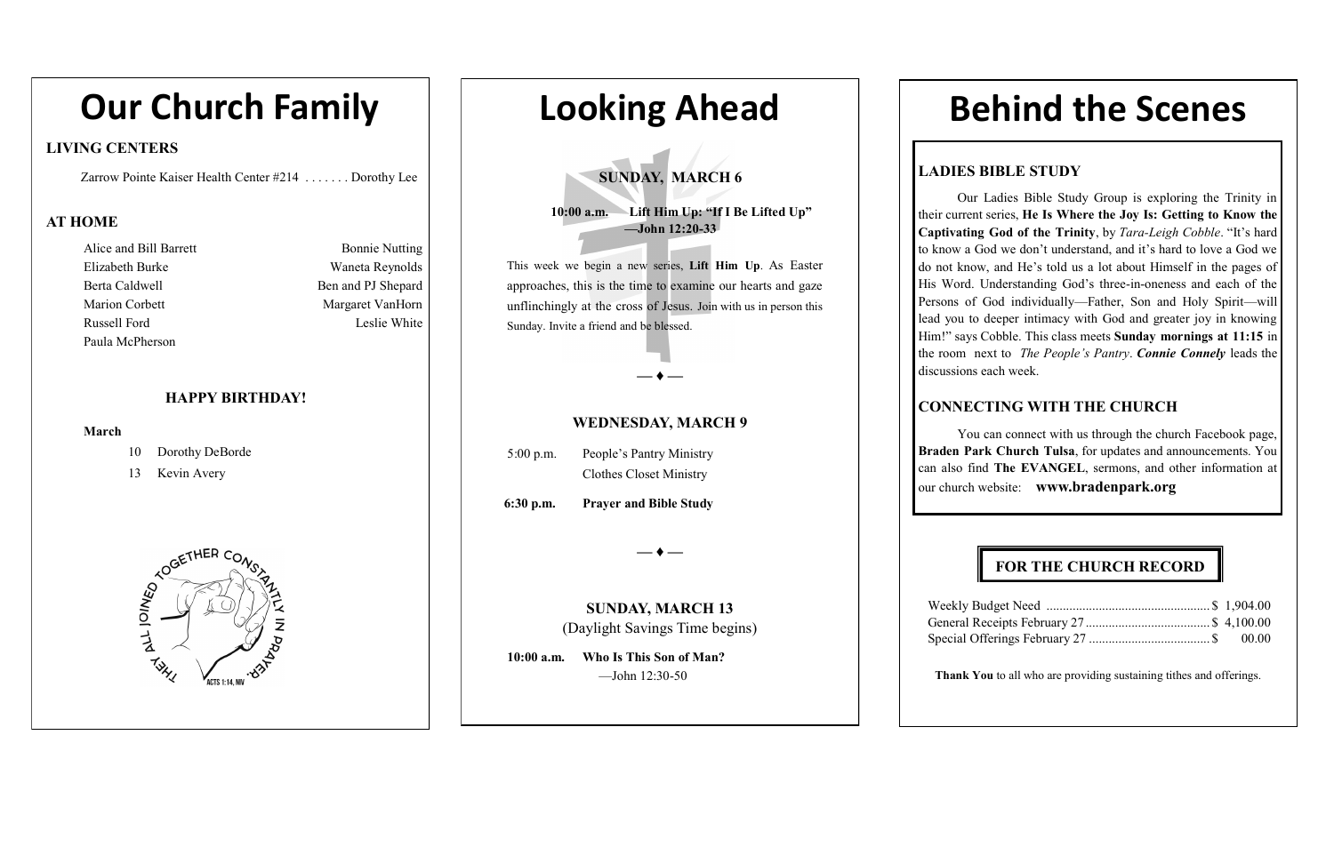# Our Church Family

### LIVING CENTERS

Zarrow Pointe Kaiser Health Center #214 . . . . . . . Dorothy Lee

### AT HOME

Alice and Bill Barrett
Elizabeth Burke
Berta Caldwell
Marion Corbett
Russell Ford
Paula McPherson
Bonnie Nutting
Waneta Reynolds
Ben and PJ Shepard
Margaret VanHorn
Leslie White

### HAPPY BIRTHDAY!

**March**

10 Dorothy DeBorde
13 Kevin Avery

THEY ALL JOINED TOGETHER CONSTANTLY IN PRAYER. ACTS 1:14, NIV

# Looking Ahead

### SUNDAY, MARCH 6

**10:00 a.m. Lift Him Up: "If I Be Lifted Up" —John 12:20-33**

This week we begin a new series, **Lift Him Up**. As Easter approaches, this is the time to examine our hearts and gaze unflinchingly at the cross of Jesus. Join with us in person this Sunday. Invite a friend and be blessed.

— ♦ —

### WEDNESDAY, MARCH 9

5:00 p.m. People's Pantry Ministry
Clothes Closet Ministry

**6:30 p.m. Prayer and Bible Study**

— ♦ —

### SUNDAY, MARCH 13

(Daylight Savings Time begins)

**10:00 a.m. Who Is This Son of Man?**
—John 12:30-50

# Behind the Scenes

### LADIES BIBLE STUDY

Our Ladies Bible Study Group is exploring the Trinity in their current series, **He Is Where the Joy Is: Getting to Know the Captivating God of the Trinity**, by *Tara-Leigh Cobble*. "It's hard to know a God we don't understand, and it's hard to love a God we do not know, and He's told us a lot about Himself in the pages of His Word. Understanding God's three-in-oneness and each of the Persons of God individually—Father, Son and Holy Spirit—will lead you to deeper intimacy with God and greater joy in knowing Him!" says Cobble. This class meets **Sunday mornings at 11:15** in the room next to *The People's Pantry*. ***Connie Connely*** leads the discussions each week.

### CONNECTING WITH THE CHURCH

You can connect with us through the church Facebook page, **Braden Park Church Tulsa**, for updates and announcements. You can also find **The EVANGEL**, sermons, and other information at our church website: **www.bradenpark.org**

### FOR THE CHURCH RECORD

| | |
|---|---|
| Weekly Budget Need | $ 1,904.00 |
| General Receipts February 27 | $ 4,100.00 |
| Special Offerings February 27 | $ 00.00 |

**Thank You** to all who are providing sustaining tithes and offerings.